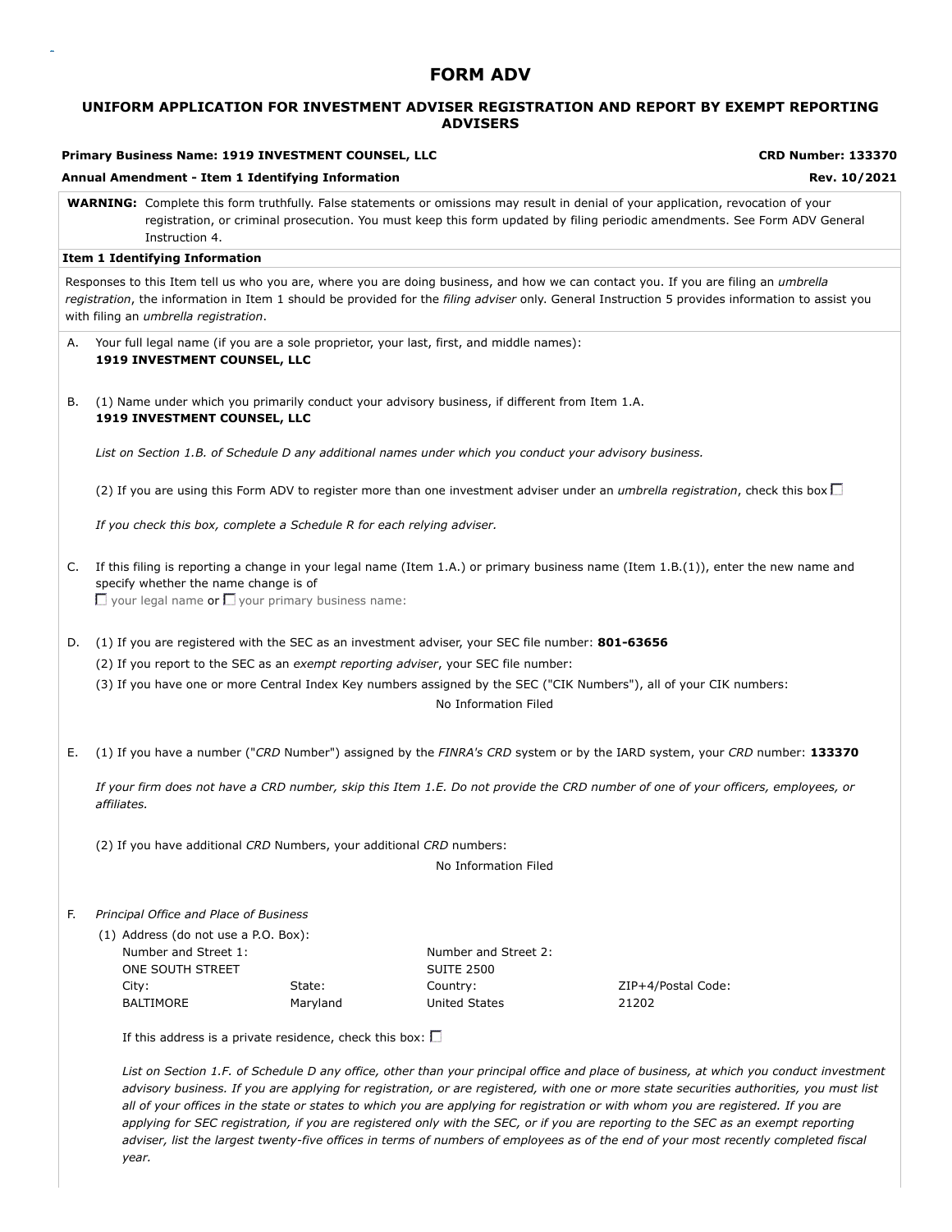# FORM ADV

## UNIFORM APPLICATION FOR INVESTMENT ADVISER REGISTRATION AND REPORT BY EXEMPT REPORTING ADVISERS

**Primary Business Name: 1919 INVESTMENT COUNSEL, LLC** — **CRD Number: 133370**

**Annual Amendment - Item 1 Identifying Information** — **Rev. 10/2021**

**WARNING:** Complete this form truthfully. False statements or omissions may result in denial of your application, revocation of your registration, or criminal prosecution. You must keep this form updated by filing periodic amendments. See Form ADV General Instruction 4.

**Item 1 Identifying Information**

Responses to this Item tell us who you are, where you are doing business, and how we can contact you. If you are filing an *umbrella registration*, the information in Item 1 should be provided for the *filing adviser* only. General Instruction 5 provides information to assist you with filing an *umbrella registration*.

A. Your full legal name (if you are a sole proprietor, your last, first, and middle names):
**1919 INVESTMENT COUNSEL, LLC**

B. (1) Name under which you primarily conduct your advisory business, if different from Item 1.A.
**1919 INVESTMENT COUNSEL, LLC**

*List on Section 1.B. of Schedule D any additional names under which you conduct your advisory business.*

(2) If you are using this Form ADV to register more than one investment adviser under an *umbrella registration*, check this box ☐

*If you check this box, complete a Schedule R for each relying adviser.*

C. If this filing is reporting a change in your legal name (Item 1.A.) or primary business name (Item 1.B.(1)), enter the new name and specify whether the name change is of
☐ your legal name or ☐ your primary business name:

D. (1) If you are registered with the SEC as an investment adviser, your SEC file number: **801-63656**

(2) If you report to the SEC as an *exempt reporting adviser*, your SEC file number:

(3) If you have one or more Central Index Key numbers assigned by the SEC ("CIK Numbers"), all of your CIK numbers:

No Information Filed

E. (1) If you have a number ("*CRD* Number") assigned by the *FINRA's CRD* system or by the IARD system, your *CRD* number: **133370**

*If your firm does not have a CRD number, skip this Item 1.E. Do not provide the CRD number of one of your officers, employees, or affiliates.*

(2) If you have additional *CRD* Numbers, your additional *CRD* numbers:

No Information Filed

F. *Principal Office and Place of Business*

(1) Address (do not use a P.O. Box):

| Number and Street 1: | | Number and Street 2: | |
|---|---|---|---|
| ONE SOUTH STREET | | SUITE 2500 | |
| City: | State: | Country: | ZIP+4/Postal Code: |
| BALTIMORE | Maryland | United States | 21202 |

If this address is a private residence, check this box: ☐

*List on Section 1.F. of Schedule D any office, other than your principal office and place of business, at which you conduct investment advisory business. If you are applying for registration, or are registered, with one or more state securities authorities, you must list all of your offices in the state or states to which you are applying for registration or with whom you are registered. If you are applying for SEC registration, if you are registered only with the SEC, or if you are reporting to the SEC as an exempt reporting adviser, list the largest twenty-five offices in terms of numbers of employees as of the end of your most recently completed fiscal year.*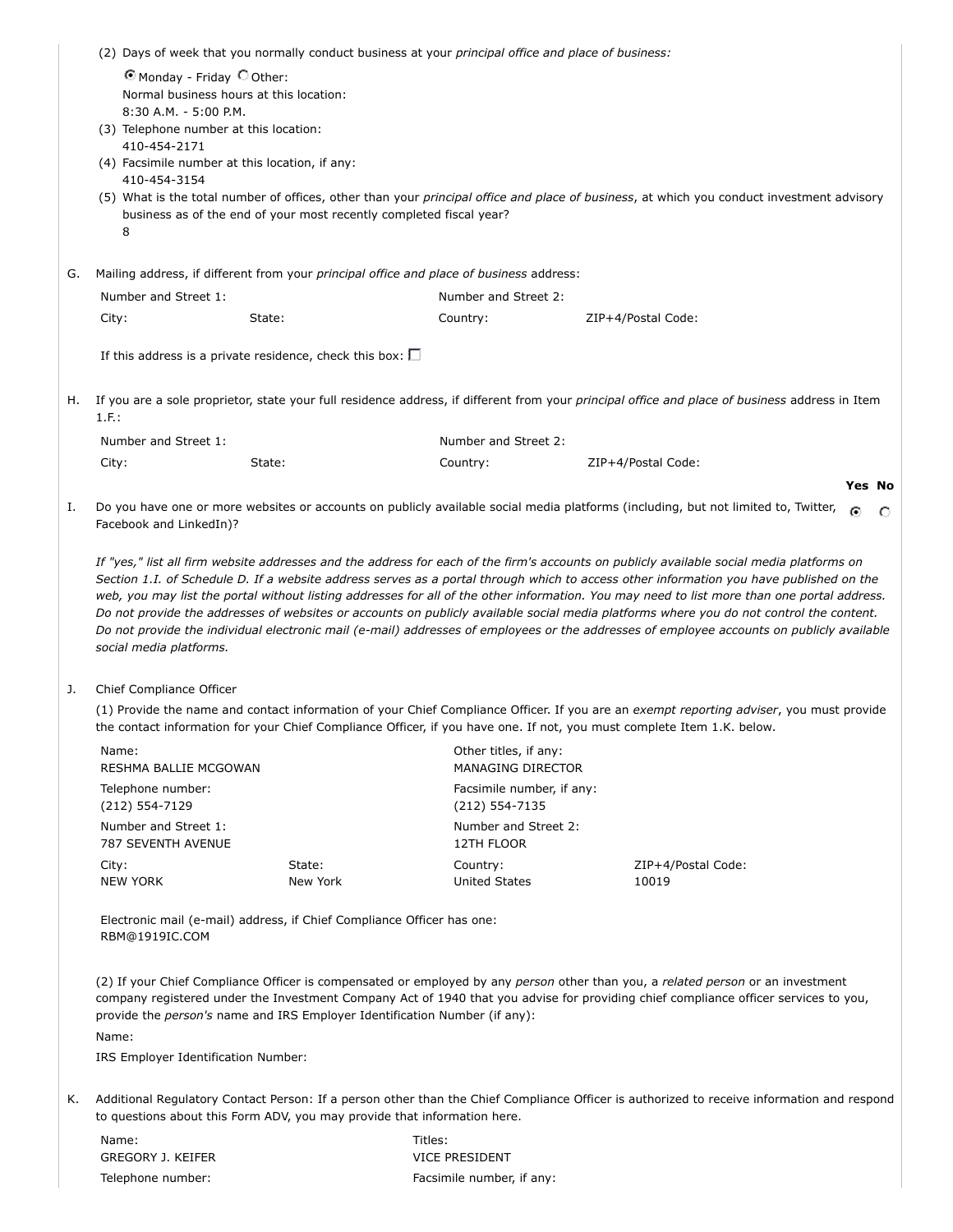(2) Days of week that you normally conduct business at your *principal office and place of business:*

◉ Monday - Friday ○ Other:

Normal business hours at this location:
8:30 A.M. - 5:00 P.M.

(3) Telephone number at this location:
410-454-2171

(4) Facsimile number at this location, if any:
410-454-3154

(5) What is the total number of offices, other than your *principal office and place of business*, at which you conduct investment advisory business as of the end of your most recently completed fiscal year?
8

G. Mailing address, if different from your *principal office and place of business* address:

| Number and Street 1: | | Number and Street 2: | |
|---|---|---|---|
| City: | State: | Country: | ZIP+4/Postal Code: |

If this address is a private residence, check this box: ☐

H. If you are a sole proprietor, state your full residence address, if different from your *principal office and place of business* address in Item 1.F.:

| Number and Street 1: | | Number and Street 2: | |
|---|---|---|---|
| City: | State: | Country: | ZIP+4/Postal Code: |

| | Yes | No |
|---|---|---|
| I. Do you have one or more websites or accounts on publicly available social media platforms (including, but not limited to, Twitter, Facebook and LinkedIn)? | ◉ | ○ |

*If "yes," list all firm website addresses and the address for each of the firm's accounts on publicly available social media platforms on Section 1.I. of Schedule D. If a website address serves as a portal through which to access other information you have published on the web, you may list the portal without listing addresses for all of the other information. You may need to list more than one portal address. Do not provide the addresses of websites or accounts on publicly available social media platforms where you do not control the content. Do not provide the individual electronic mail (e-mail) addresses of employees or the addresses of employee accounts on publicly available social media platforms.*

J. Chief Compliance Officer

(1) Provide the name and contact information of your Chief Compliance Officer. If you are an *exempt reporting adviser*, you must provide the contact information for your Chief Compliance Officer, if you have one. If not, you must complete Item 1.K. below.

| Name:<br>RESHMA BALLIE MCGOWAN | | Other titles, if any:<br>MANAGING DIRECTOR | |
|---|---|---|---|
| Telephone number:<br>(212) 554-7129 | | Facsimile number, if any:<br>(212) 554-7135 | |
| Number and Street 1:<br>787 SEVENTH AVENUE | | Number and Street 2:<br>12TH FLOOR | |
| City:<br>NEW YORK | State:<br>New York | Country:<br>United States | ZIP+4/Postal Code:<br>10019 |

Electronic mail (e-mail) address, if Chief Compliance Officer has one:
RBM@1919IC.COM

(2) If your Chief Compliance Officer is compensated or employed by any *person* other than you, a *related person* or an investment company registered under the Investment Company Act of 1940 that you advise for providing chief compliance officer services to you, provide the *person's* name and IRS Employer Identification Number (if any):

Name:

IRS Employer Identification Number:

K. Additional Regulatory Contact Person: If a person other than the Chief Compliance Officer is authorized to receive information and respond to questions about this Form ADV, you may provide that information here.

| Name:<br>GREGORY J. KEIFER | Titles:<br>VICE PRESIDENT |
|---|---|
| Telephone number: | Facsimile number, if any: |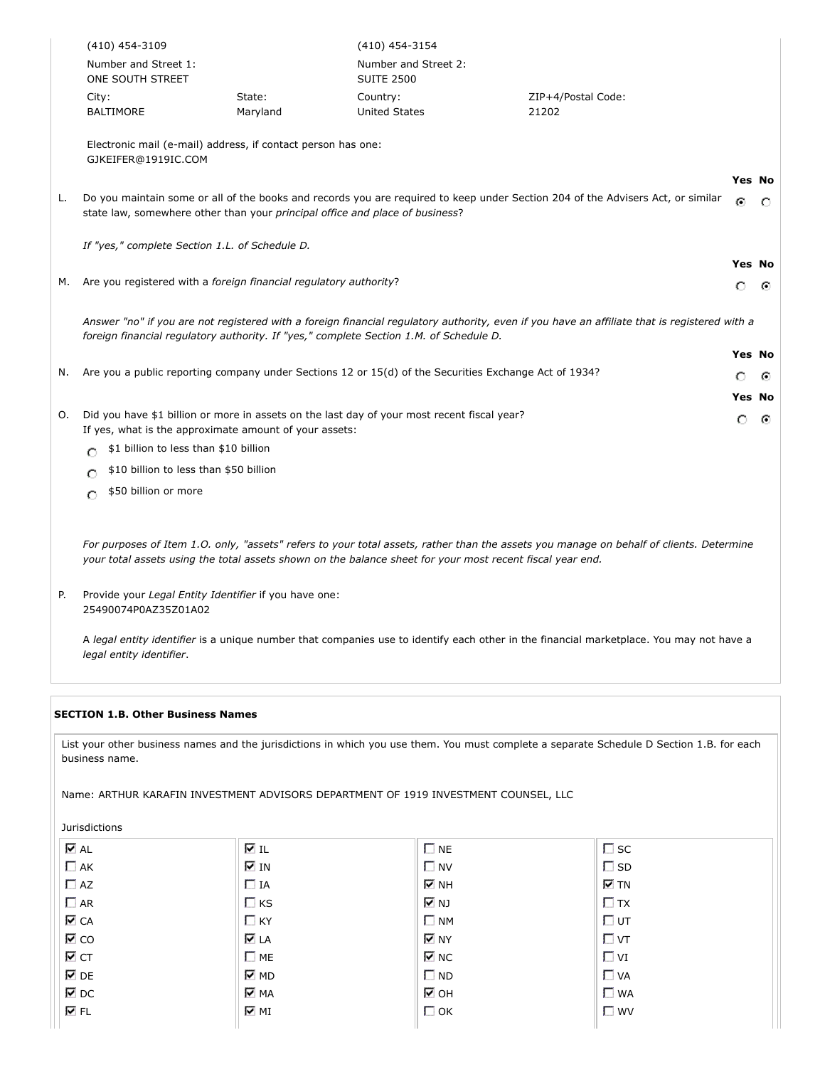(410) 454-3109

(410) 454-3154

| Number and Street 1: | | Number and Street 2: | |
|---|---|---|---|
| ONE SOUTH STREET | | SUITE 2500 | |
| City: | State: | Country: | ZIP+4/Postal Code: |
| BALTIMORE | Maryland | United States | 21202 |

Electronic mail (e-mail) address, if contact person has one:
GJKEIFER@1919IC.COM

**Yes No**

L. Do you maintain some or all of the books and records you are required to keep under Section 204 of the Advisers Act, or similar state law, somewhere other than your *principal office and place of business*? ◉ Yes ○ No

*If "yes," complete Section 1.L. of Schedule D.*

**Yes No**

M. Are you registered with a *foreign financial regulatory authority*? ○ Yes ◉ No

*Answer "no" if you are not registered with a foreign financial regulatory authority, even if you have an affiliate that is registered with a foreign financial regulatory authority. If "yes," complete Section 1.M. of Schedule D.*

**Yes No**

N. Are you a public reporting company under Sections 12 or 15(d) of the Securities Exchange Act of 1934? ○ Yes ◉ No

**Yes No**

O. Did you have $1 billion or more in assets on the last day of your most recent fiscal year? ○ Yes ◉ No
If yes, what is the approximate amount of your assets:

- ○ $1 billion to less than $10 billion
- ○ $10 billion to less than $50 billion
- ○ $50 billion or more

*For purposes of Item 1.O. only, "assets" refers to your total assets, rather than the assets you manage on behalf of clients. Determine your total assets using the total assets shown on the balance sheet for your most recent fiscal year end.*

P. Provide your *Legal Entity Identifier* if you have one:
25490074P0AZ35Z01A02

A *legal entity identifier* is a unique number that companies use to identify each other in the financial marketplace. You may not have a *legal entity identifier*.

**SECTION 1.B. Other Business Names**

List your other business names and the jurisdictions in which you use them. You must complete a separate Schedule D Section 1.B. for each business name.

Name: ARTHUR KARAFIN INVESTMENT ADVISORS DEPARTMENT OF 1919 INVESTMENT COUNSEL, LLC

Jurisdictions

| | | | |
|---|---|---|---|
| ☑ AL | ☑ IL | ☐ NE | ☐ SC |
| ☐ AK | ☑ IN | ☐ NV | ☐ SD |
| ☐ AZ | ☐ IA | ☑ NH | ☑ TN |
| ☐ AR | ☐ KS | ☑ NJ | ☐ TX |
| ☑ CA | ☐ KY | ☐ NM | ☐ UT |
| ☑ CO | ☑ LA | ☑ NY | ☐ VT |
| ☑ CT | ☐ ME | ☑ NC | ☐ VI |
| ☑ DE | ☑ MD | ☐ ND | ☐ VA |
| ☑ DC | ☑ MA | ☑ OH | ☐ WA |
| ☑ FL | ☑ MI | ☐ OK | ☐ WV |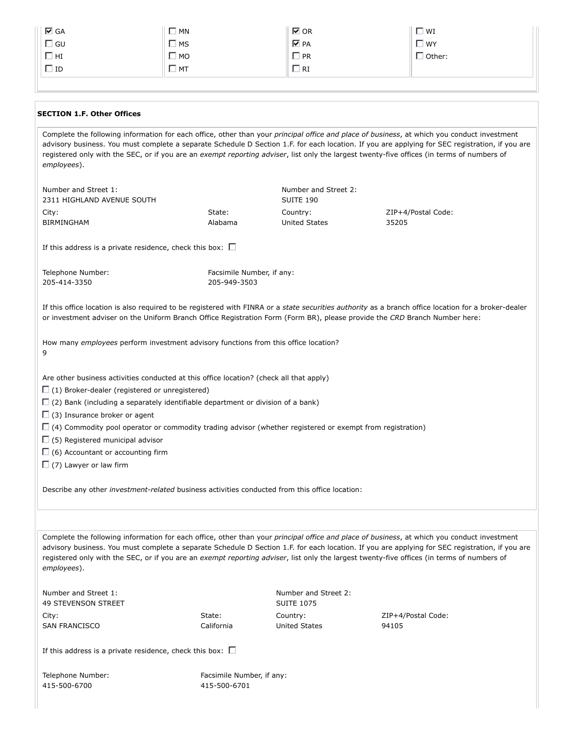| | | | |
|---|---|---|---|
| ☑ GA | ☐ MN | ☑ OR | ☐ WI |
| ☐ GU | ☐ MS | ☑ PA | ☐ WY |
| ☐ HI | ☐ MO | ☐ PR | ☐ Other: |
| ☐ ID | ☐ MT | ☐ RI | |

**SECTION 1.F. Other Offices**

Complete the following information for each office, other than your *principal office and place of business*, at which you conduct investment advisory business. You must complete a separate Schedule D Section 1.F. for each location. If you are applying for SEC registration, if you are registered only with the SEC, or if you are an *exempt reporting adviser*, list only the largest twenty-five offices (in terms of numbers of *employees*).

| Number and Street 1: | | Number and Street 2: | |
|---|---|---|---|
| 2311 HIGHLAND AVENUE SOUTH | | SUITE 190 | |
| City: | State: | Country: | ZIP+4/Postal Code: |
| BIRMINGHAM | Alabama | United States | 35205 |

If this address is a private residence, check this box: ☐

| Telephone Number: | Facsimile Number, if any: |
|---|---|
| 205-414-3350 | 205-949-3503 |

If this office location is also required to be registered with FINRA or a *state securities authority* as a branch office location for a broker-dealer or investment adviser on the Uniform Branch Office Registration Form (Form BR), please provide the *CRD* Branch Number here:

How many *employees* perform investment advisory functions from this office location?
9

Are other business activities conducted at this office location? (check all that apply)

☐ (1) Broker-dealer (registered or unregistered)
☐ (2) Bank (including a separately identifiable department or division of a bank)
☐ (3) Insurance broker or agent
☐ (4) Commodity pool operator or commodity trading advisor (whether registered or exempt from registration)
☐ (5) Registered municipal advisor
☐ (6) Accountant or accounting firm
☐ (7) Lawyer or law firm

Describe any other *investment-related* business activities conducted from this office location:

Complete the following information for each office, other than your *principal office and place of business*, at which you conduct investment advisory business. You must complete a separate Schedule D Section 1.F. for each location. If you are applying for SEC registration, if you are registered only with the SEC, or if you are an *exempt reporting adviser*, list only the largest twenty-five offices (in terms of numbers of *employees*).

| Number and Street 1: | | Number and Street 2: | |
|---|---|---|---|
| 49 STEVENSON STREET | | SUITE 1075 | |
| City: | State: | Country: | ZIP+4/Postal Code: |
| SAN FRANCISCO | California | United States | 94105 |

If this address is a private residence, check this box: ☐

| Telephone Number: | Facsimile Number, if any: |
|---|---|
| 415-500-6700 | 415-500-6701 |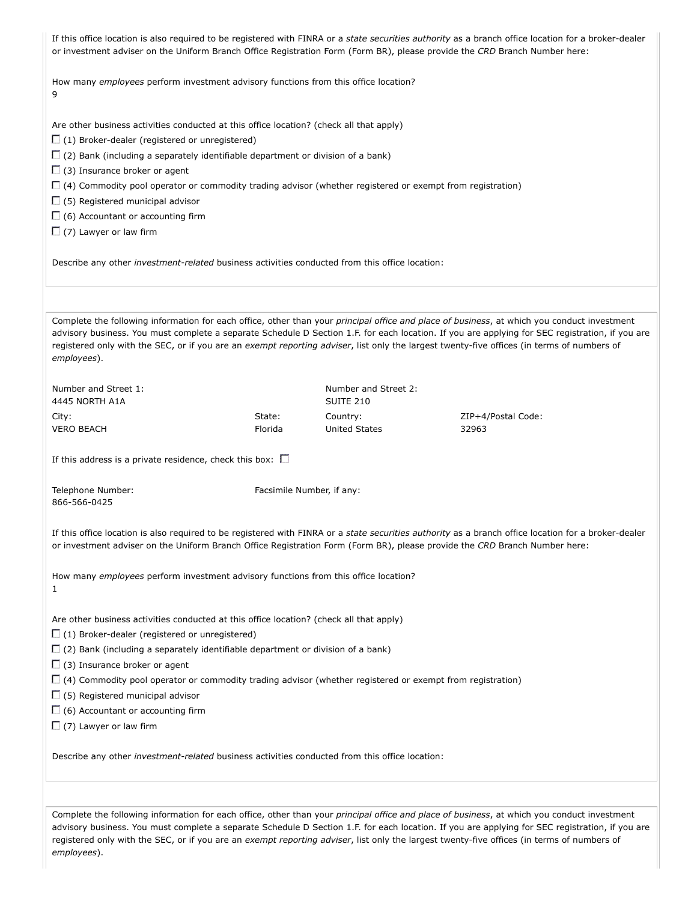If this office location is also required to be registered with FINRA or a *state securities authority* as a branch office location for a broker-dealer or investment adviser on the Uniform Branch Office Registration Form (Form BR), please provide the *CRD* Branch Number here:

How many *employees* perform investment advisory functions from this office location?
9

Are other business activities conducted at this office location? (check all that apply)

- ☐ (1) Broker-dealer (registered or unregistered)
- ☐ (2) Bank (including a separately identifiable department or division of a bank)
- ☐ (3) Insurance broker or agent
- ☐ (4) Commodity pool operator or commodity trading advisor (whether registered or exempt from registration)
- ☐ (5) Registered municipal advisor
- ☐ (6) Accountant or accounting firm
- ☐ (7) Lawyer or law firm

Describe any other *investment-related* business activities conducted from this office location:

---

Complete the following information for each office, other than your *principal office and place of business*, at which you conduct investment advisory business. You must complete a separate Schedule D Section 1.F. for each location. If you are applying for SEC registration, if you are registered only with the SEC, or if you are an *exempt reporting adviser*, list only the largest twenty-five offices (in terms of numbers of *employees*).

| Number and Street 1: | | Number and Street 2: | |
|---|---|---|---|
| 4445 NORTH A1A | | SUITE 210 | |
| City: | State: | Country: | ZIP+4/Postal Code: |
| VERO BEACH | Florida | United States | 32963 |

If this address is a private residence, check this box: ☐

| Telephone Number: | Facsimile Number, if any: |
|---|---|
| 866-566-0425 | |

If this office location is also required to be registered with FINRA or a *state securities authority* as a branch office location for a broker-dealer or investment adviser on the Uniform Branch Office Registration Form (Form BR), please provide the *CRD* Branch Number here:

How many *employees* perform investment advisory functions from this office location?
1

Are other business activities conducted at this office location? (check all that apply)

- ☐ (1) Broker-dealer (registered or unregistered)
- ☐ (2) Bank (including a separately identifiable department or division of a bank)
- ☐ (3) Insurance broker or agent
- ☐ (4) Commodity pool operator or commodity trading advisor (whether registered or exempt from registration)
- ☐ (5) Registered municipal advisor
- ☐ (6) Accountant or accounting firm
- ☐ (7) Lawyer or law firm

Describe any other *investment-related* business activities conducted from this office location:

---

Complete the following information for each office, other than your *principal office and place of business*, at which you conduct investment advisory business. You must complete a separate Schedule D Section 1.F. for each location. If you are applying for SEC registration, if you are registered only with the SEC, or if you are an *exempt reporting adviser*, list only the largest twenty-five offices (in terms of numbers of *employees*).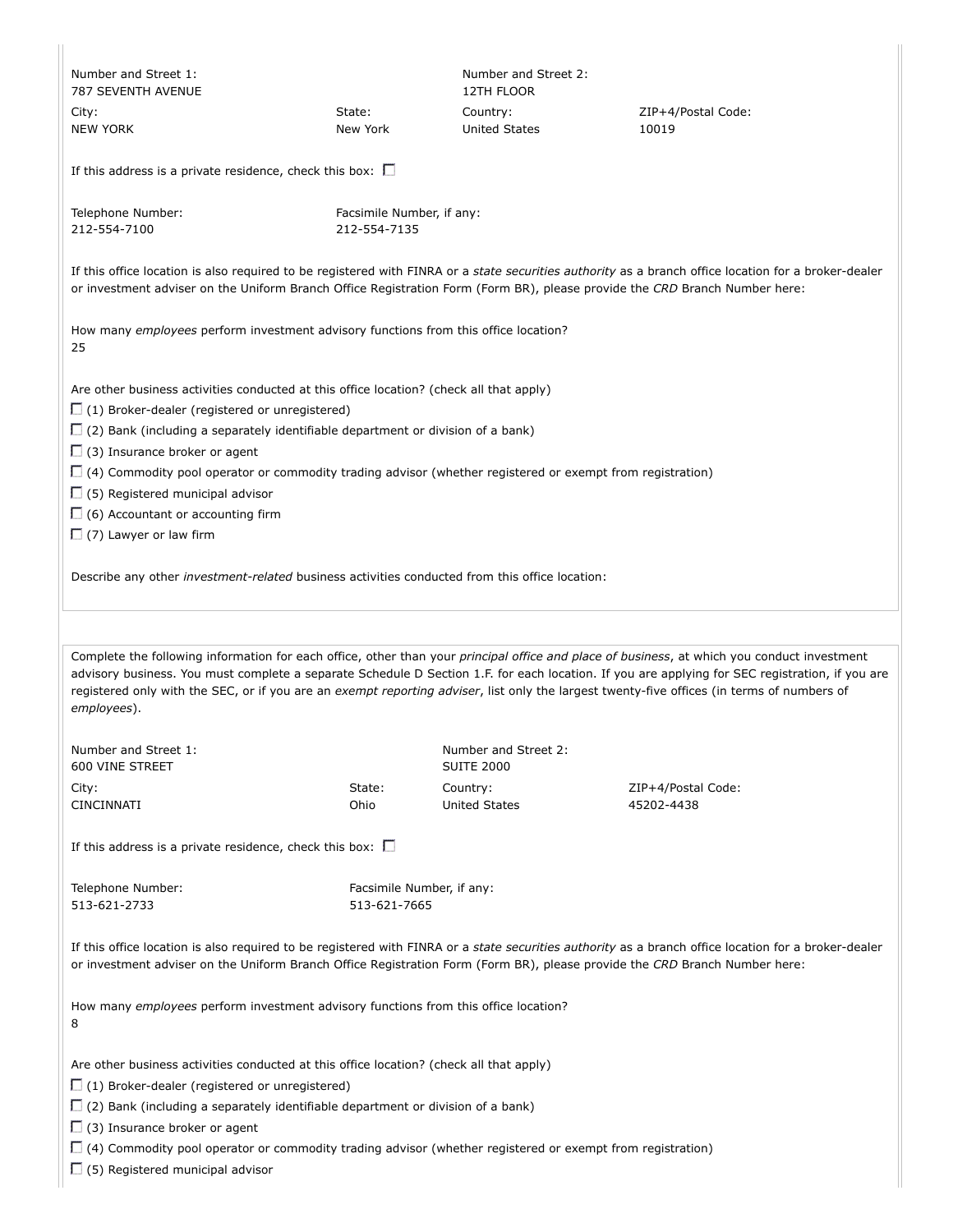Number and Street 1:
787 SEVENTH AVENUE

Number and Street 2:
12TH FLOOR

City:
NEW YORK

State:
New York

Country:
United States

ZIP+4/Postal Code:
10019

If this address is a private residence, check this box: ☐

Telephone Number:
212-554-7100

Facsimile Number, if any:
212-554-7135

If this office location is also required to be registered with FINRA or a *state securities authority* as a branch office location for a broker-dealer or investment adviser on the Uniform Branch Office Registration Form (Form BR), please provide the *CRD* Branch Number here:

How many *employees* perform investment advisory functions from this office location?
25

Are other business activities conducted at this office location? (check all that apply)

☐ (1) Broker-dealer (registered or unregistered)

☐ (2) Bank (including a separately identifiable department or division of a bank)

☐ (3) Insurance broker or agent

☐ (4) Commodity pool operator or commodity trading advisor (whether registered or exempt from registration)

☐ (5) Registered municipal advisor

☐ (6) Accountant or accounting firm

☐ (7) Lawyer or law firm

Describe any other *investment-related* business activities conducted from this office location:

---

Complete the following information for each office, other than your *principal office and place of business*, at which you conduct investment advisory business. You must complete a separate Schedule D Section 1.F. for each location. If you are applying for SEC registration, if you are registered only with the SEC, or if you are an *exempt reporting adviser*, list only the largest twenty-five offices (in terms of numbers of *employees*).

Number and Street 1:
600 VINE STREET

Number and Street 2:
SUITE 2000

City:
CINCINNATI

State:
Ohio

Country:
United States

ZIP+4/Postal Code:
45202-4438

If this address is a private residence, check this box: ☐

Telephone Number:
513-621-2733

Facsimile Number, if any:
513-621-7665

If this office location is also required to be registered with FINRA or a *state securities authority* as a branch office location for a broker-dealer or investment adviser on the Uniform Branch Office Registration Form (Form BR), please provide the *CRD* Branch Number here:

How many *employees* perform investment advisory functions from this office location?
8

Are other business activities conducted at this office location? (check all that apply)

☐ (1) Broker-dealer (registered or unregistered)

☐ (2) Bank (including a separately identifiable department or division of a bank)

☐ (3) Insurance broker or agent

☐ (4) Commodity pool operator or commodity trading advisor (whether registered or exempt from registration)

☐ (5) Registered municipal advisor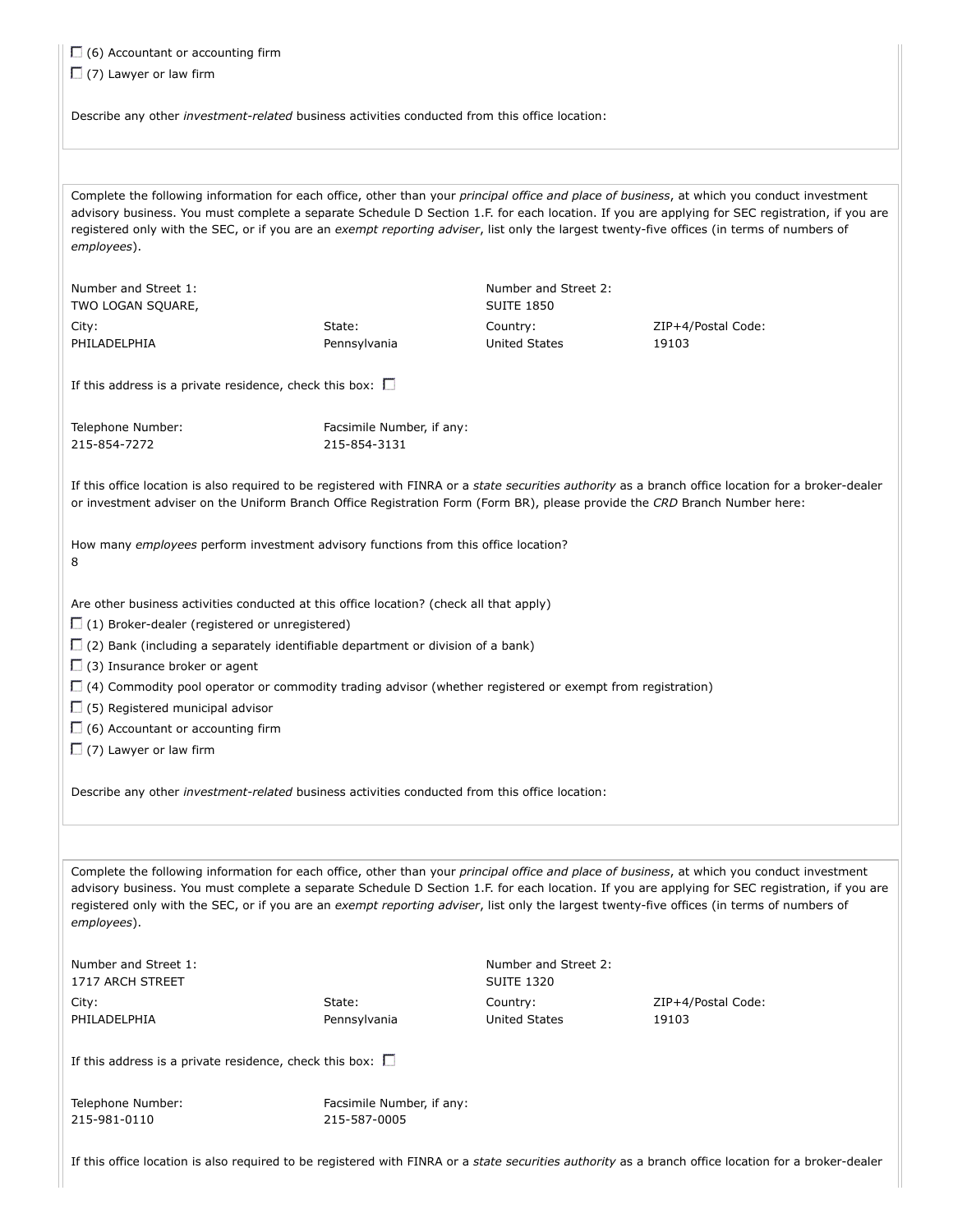- ☐ (6) Accountant or accounting firm
- ☐ (7) Lawyer or law firm

Describe any other *investment-related* business activities conducted from this office location:

---

Complete the following information for each office, other than your *principal office and place of business*, at which you conduct investment advisory business. You must complete a separate Schedule D Section 1.F. for each location. If you are applying for SEC registration, if you are registered only with the SEC, or if you are an *exempt reporting adviser*, list only the largest twenty-five offices (in terms of numbers of *employees*).

| Number and Street 1: | | Number and Street 2: | |
|---|---|---|---|
| TWO LOGAN SQUARE, | | SUITE 1850 | |
| City: | State: | Country: | ZIP+4/Postal Code: |
| PHILADELPHIA | Pennsylvania | United States | 19103 |

If this address is a private residence, check this box: ☐

| Telephone Number: | Facsimile Number, if any: |
|---|---|
| 215-854-7272 | 215-854-3131 |

If this office location is also required to be registered with FINRA or a *state securities authority* as a branch office location for a broker-dealer or investment adviser on the Uniform Branch Office Registration Form (Form BR), please provide the *CRD* Branch Number here:

How many *employees* perform investment advisory functions from this office location?
8

Are other business activities conducted at this office location? (check all that apply)

- ☐ (1) Broker-dealer (registered or unregistered)
- ☐ (2) Bank (including a separately identifiable department or division of a bank)
- ☐ (3) Insurance broker or agent
- ☐ (4) Commodity pool operator or commodity trading advisor (whether registered or exempt from registration)
- ☐ (5) Registered municipal advisor
- ☐ (6) Accountant or accounting firm
- ☐ (7) Lawyer or law firm

Describe any other *investment-related* business activities conducted from this office location:

---

Complete the following information for each office, other than your *principal office and place of business*, at which you conduct investment advisory business. You must complete a separate Schedule D Section 1.F. for each location. If you are applying for SEC registration, if you are registered only with the SEC, or if you are an *exempt reporting adviser*, list only the largest twenty-five offices (in terms of numbers of *employees*).

| Number and Street 1: | | Number and Street 2: | |
|---|---|---|---|
| 1717 ARCH STREET | | SUITE 1320 | |
| City: | State: | Country: | ZIP+4/Postal Code: |
| PHILADELPHIA | Pennsylvania | United States | 19103 |

If this address is a private residence, check this box: ☐

| Telephone Number: | Facsimile Number, if any: |
|---|---|
| 215-981-0110 | 215-587-0005 |

If this office location is also required to be registered with FINRA or a *state securities authority* as a branch office location for a broker-dealer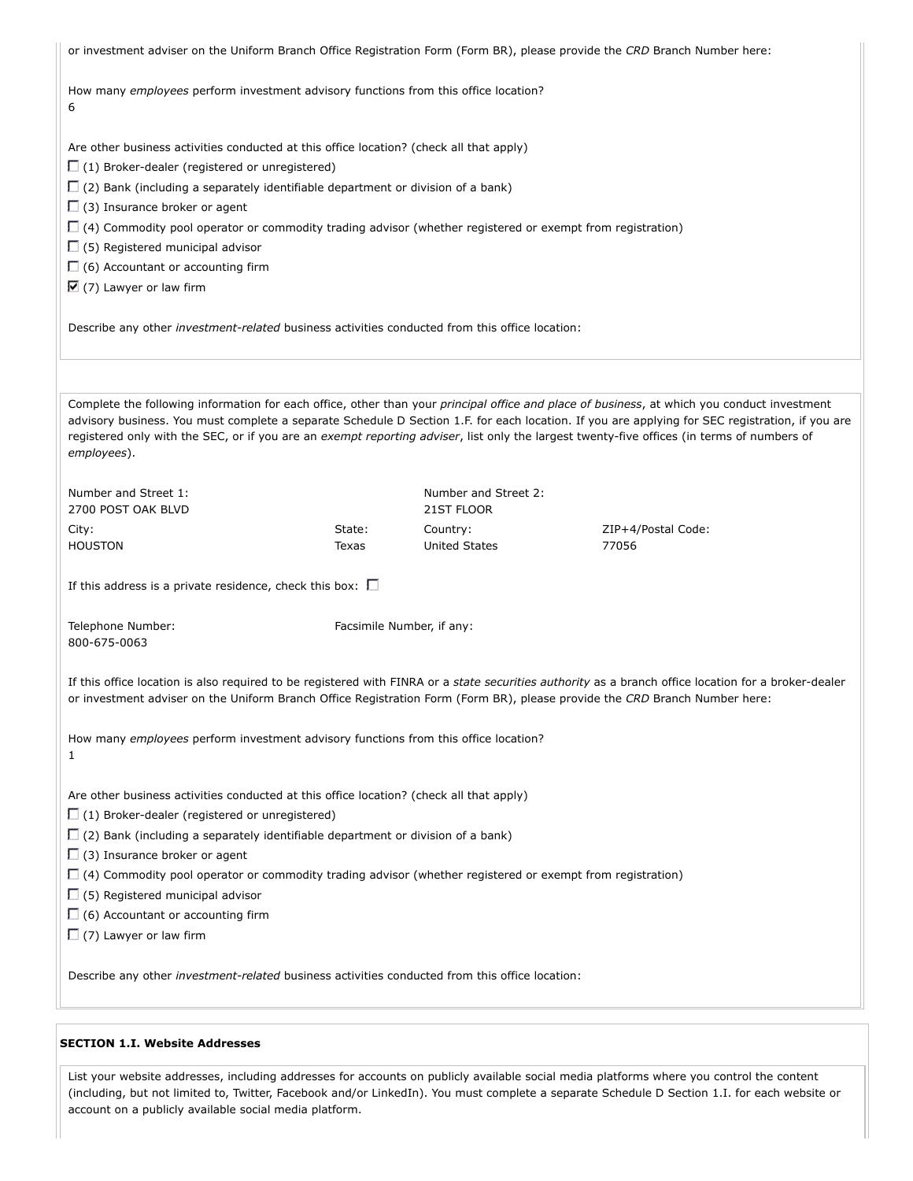or investment adviser on the Uniform Branch Office Registration Form (Form BR), please provide the *CRD* Branch Number here:

How many *employees* perform investment advisory functions from this office location?
6

Are other business activities conducted at this office location? (check all that apply)

- ☐ (1) Broker-dealer (registered or unregistered)
- ☐ (2) Bank (including a separately identifiable department or division of a bank)
- ☐ (3) Insurance broker or agent
- ☐ (4) Commodity pool operator or commodity trading advisor (whether registered or exempt from registration)
- ☐ (5) Registered municipal advisor
- ☐ (6) Accountant or accounting firm
- ☑ (7) Lawyer or law firm

Describe any other *investment-related* business activities conducted from this office location:

Complete the following information for each office, other than your *principal office and place of business*, at which you conduct investment advisory business. You must complete a separate Schedule D Section 1.F. for each location. If you are applying for SEC registration, if you are registered only with the SEC, or if you are an *exempt reporting adviser*, list only the largest twenty-five offices (in terms of numbers of *employees*).

| Number and Street 1: | | Number and Street 2: | |
|---|---|---|---|
| 2700 POST OAK BLVD | | 21ST FLOOR | |
| City: | State: | Country: | ZIP+4/Postal Code: |
| HOUSTON | Texas | United States | 77056 |

If this address is a private residence, check this box: ☐

Telephone Number: 800-675-0063

Facsimile Number, if any:

If this office location is also required to be registered with FINRA or a *state securities authority* as a branch office location for a broker-dealer or investment adviser on the Uniform Branch Office Registration Form (Form BR), please provide the *CRD* Branch Number here:

How many *employees* perform investment advisory functions from this office location?
1

Are other business activities conducted at this office location? (check all that apply)

- ☐ (1) Broker-dealer (registered or unregistered)
- ☐ (2) Bank (including a separately identifiable department or division of a bank)
- ☐ (3) Insurance broker or agent
- ☐ (4) Commodity pool operator or commodity trading advisor (whether registered or exempt from registration)
- ☐ (5) Registered municipal advisor
- ☐ (6) Accountant or accounting firm
- ☐ (7) Lawyer or law firm

Describe any other *investment-related* business activities conducted from this office location:

**SECTION 1.I. Website Addresses**

List your website addresses, including addresses for accounts on publicly available social media platforms where you control the content (including, but not limited to, Twitter, Facebook and/or LinkedIn). You must complete a separate Schedule D Section 1.I. for each website or account on a publicly available social media platform.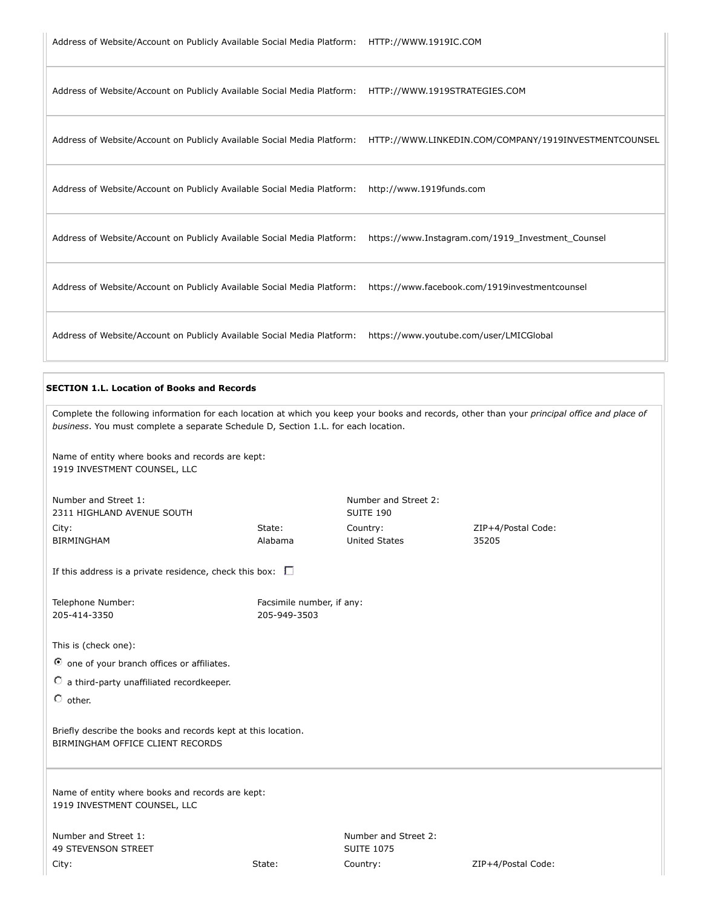Address of Website/Account on Publicly Available Social Media Platform: HTTP://WWW.1919IC.COM

Address of Website/Account on Publicly Available Social Media Platform: HTTP://WWW.1919STRATEGIES.COM

Address of Website/Account on Publicly Available Social Media Platform: HTTP://WWW.LINKEDIN.COM/COMPANY/1919INVESTMENTCOUNSEL

Address of Website/Account on Publicly Available Social Media Platform: http://www.1919funds.com

Address of Website/Account on Publicly Available Social Media Platform: https://www.Instagram.com/1919_Investment_Counsel

Address of Website/Account on Publicly Available Social Media Platform: https://www.facebook.com/1919investmentcounsel

Address of Website/Account on Publicly Available Social Media Platform: https://www.youtube.com/user/LMICGlobal

**SECTION 1.L. Location of Books and Records**

Complete the following information for each location at which you keep your books and records, other than your *principal office and place of business*. You must complete a separate Schedule D, Section 1.L. for each location.

Name of entity where books and records are kept:
1919 INVESTMENT COUNSEL, LLC

| Number and Street 1: | | Number and Street 2: | |
|---|---|---|---|
| 2311 HIGHLAND AVENUE SOUTH | | SUITE 190 | |
| City: | State: | Country: | ZIP+4/Postal Code: |
| BIRMINGHAM | Alabama | United States | 35205 |

If this address is a private residence, check this box: ☐

Telephone Number: 205-414-3350
Facsimile number, if any: 205-949-3503

This is (check one):

◉ one of your branch offices or affiliates.

○ a third-party unaffiliated recordkeeper.

○ other.

Briefly describe the books and records kept at this location.
BIRMINGHAM OFFICE CLIENT RECORDS

Name of entity where books and records are kept:
1919 INVESTMENT COUNSEL, LLC

| Number and Street 1: | | Number and Street 2: | |
|---|---|---|---|
| 49 STEVENSON STREET | | SUITE 1075 | |
| City: | State: | Country: | ZIP+4/Postal Code: |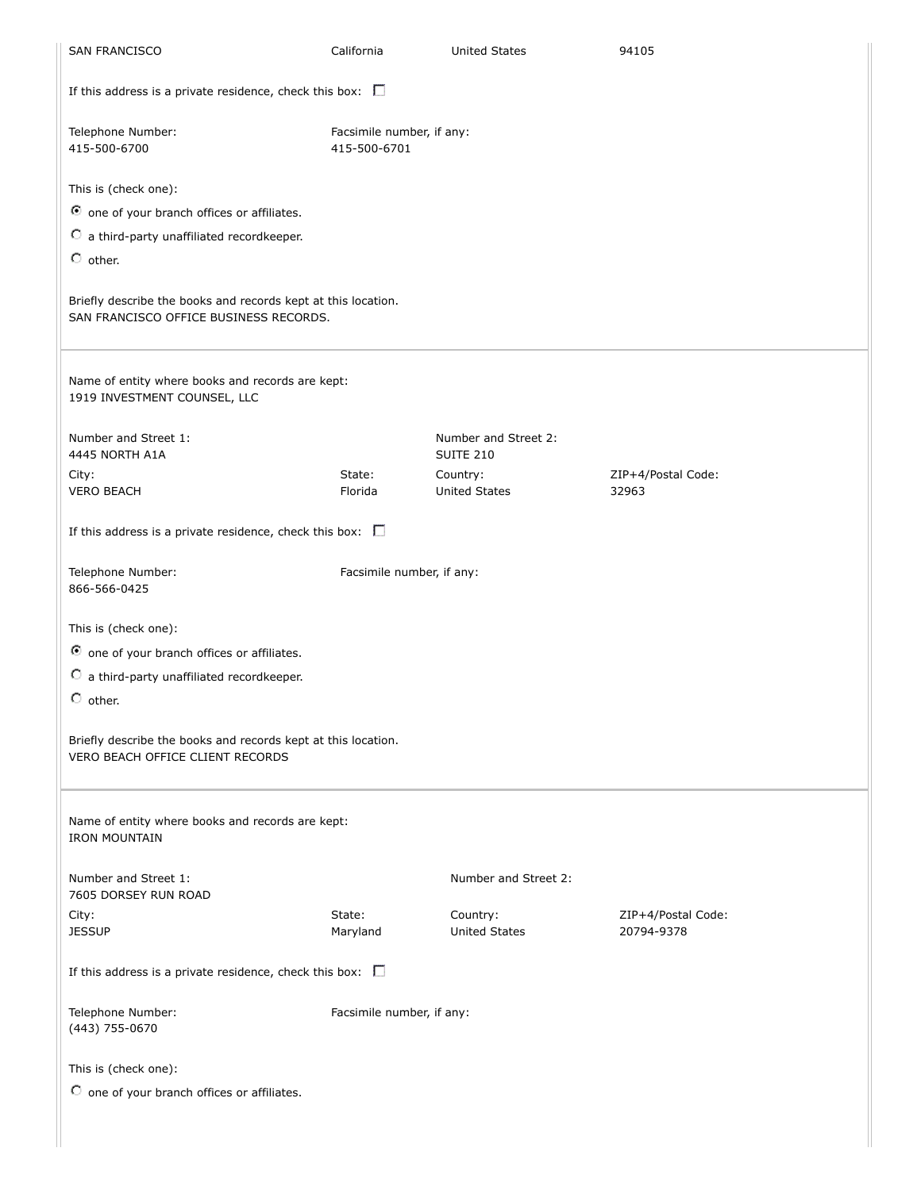| | | | |
|---|---|---|---|
| SAN FRANCISCO | California | United States | 94105 |

If this address is a private residence, check this box: ☐

| Telephone Number: | Facsimile number, if any: |
|---|---|
| 415-500-6700 | 415-500-6701 |

This is (check one):

- ◉ one of your branch offices or affiliates.
- ○ a third-party unaffiliated recordkeeper.
- ○ other.

Briefly describe the books and records kept at this location.
SAN FRANCISCO OFFICE BUSINESS RECORDS.

---

Name of entity where books and records are kept:
1919 INVESTMENT COUNSEL, LLC

| Number and Street 1: | | Number and Street 2: | |
|---|---|---|---|
| 4445 NORTH A1A | | SUITE 210 | |
| City: | State: | Country: | ZIP+4/Postal Code: |
| VERO BEACH | Florida | United States | 32963 |

If this address is a private residence, check this box: ☐

| Telephone Number: | Facsimile number, if any: |
|---|---|
| 866-566-0425 | |

This is (check one):

- ◉ one of your branch offices or affiliates.
- ○ a third-party unaffiliated recordkeeper.
- ○ other.

Briefly describe the books and records kept at this location.
VERO BEACH OFFICE CLIENT RECORDS

---

Name of entity where books and records are kept:
IRON MOUNTAIN

| Number and Street 1: | | Number and Street 2: | |
|---|---|---|---|
| 7605 DORSEY RUN ROAD | | | |
| City: | State: | Country: | ZIP+4/Postal Code: |
| JESSUP | Maryland | United States | 20794-9378 |

If this address is a private residence, check this box: ☐

| Telephone Number: | Facsimile number, if any: |
|---|---|
| (443) 755-0670 | |

This is (check one):

- ○ one of your branch offices or affiliates.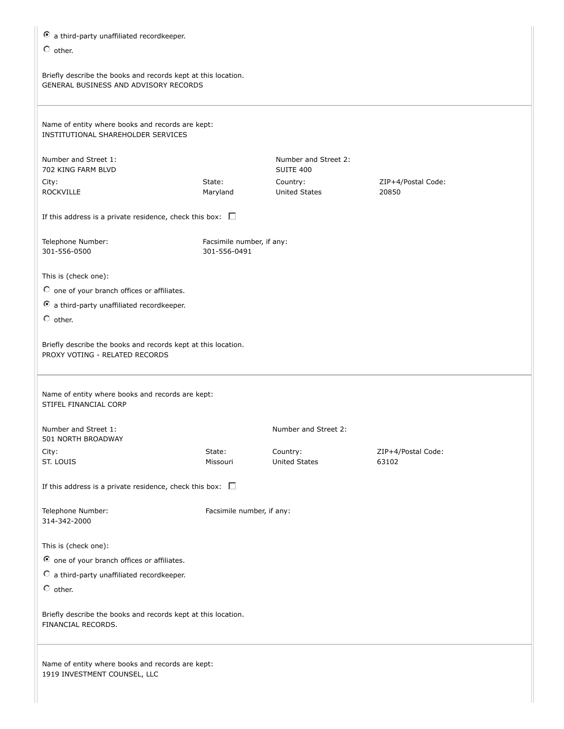◉ a third-party unaffiliated recordkeeper.

○ other.

Briefly describe the books and records kept at this location.
GENERAL BUSINESS AND ADVISORY RECORDS

---

Name of entity where books and records are kept:
INSTITUTIONAL SHAREHOLDER SERVICES

| Number and Street 1: | | Number and Street 2: | |
|---|---|---|---|
| 702 KING FARM BLVD | | SUITE 400 | |
| City: | State: | Country: | ZIP+4/Postal Code: |
| ROCKVILLE | Maryland | United States | 20850 |

If this address is a private residence, check this box: ☐

| Telephone Number: | Facsimile number, if any: |
|---|---|
| 301-556-0500 | 301-556-0491 |

This is (check one):

○ one of your branch offices or affiliates.

◉ a third-party unaffiliated recordkeeper.

○ other.

Briefly describe the books and records kept at this location.
PROXY VOTING - RELATED RECORDS

---

Name of entity where books and records are kept:
STIFEL FINANCIAL CORP

| Number and Street 1: | | Number and Street 2: | |
|---|---|---|---|
| 501 NORTH BROADWAY | | | |
| City: | State: | Country: | ZIP+4/Postal Code: |
| ST. LOUIS | Missouri | United States | 63102 |

If this address is a private residence, check this box: ☐

| Telephone Number: | Facsimile number, if any: |
|---|---|
| 314-342-2000 | |

This is (check one):

◉ one of your branch offices or affiliates.

○ a third-party unaffiliated recordkeeper.

○ other.

Briefly describe the books and records kept at this location.
FINANCIAL RECORDS.

---

Name of entity where books and records are kept:
1919 INVESTMENT COUNSEL, LLC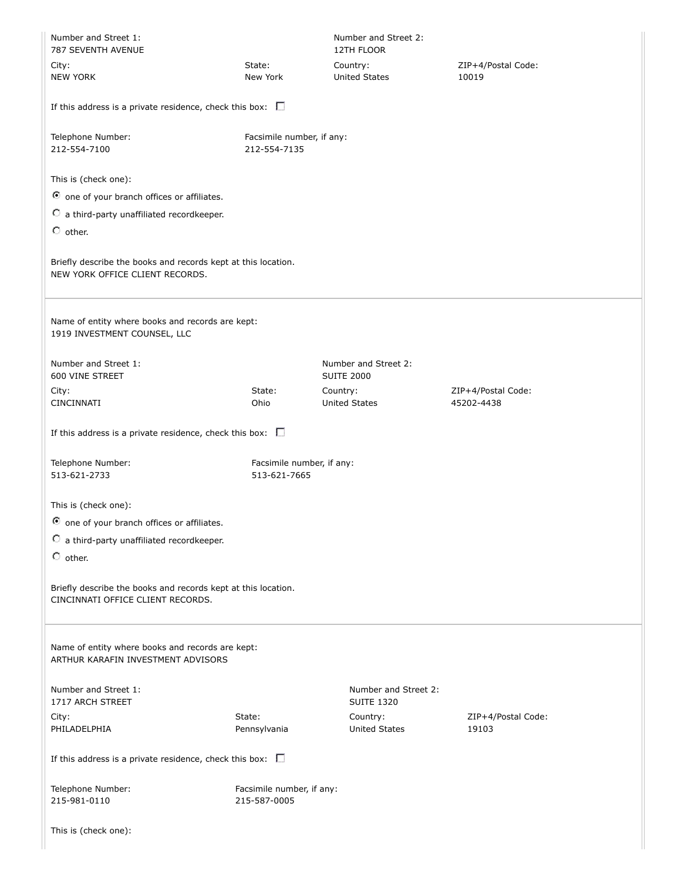Number and Street 1:
787 SEVENTH AVENUE

Number and Street 2:
12TH FLOOR

City:
NEW YORK

State:
New York

Country:
United States

ZIP+4/Postal Code:
10019

If this address is a private residence, check this box: ☐

Telephone Number:
212-554-7100

Facsimile number, if any:
212-554-7135

This is (check one):

◉ one of your branch offices or affiliates.

○ a third-party unaffiliated recordkeeper.

○ other.

Briefly describe the books and records kept at this location.
NEW YORK OFFICE CLIENT RECORDS.

---

Name of entity where books and records are kept:
1919 INVESTMENT COUNSEL, LLC

Number and Street 1:
600 VINE STREET

Number and Street 2:
SUITE 2000

City:
CINCINNATI

State:
Ohio

Country:
United States

ZIP+4/Postal Code:
45202-4438

If this address is a private residence, check this box: ☐

Telephone Number:
513-621-2733

Facsimile number, if any:
513-621-7665

This is (check one):

◉ one of your branch offices or affiliates.

○ a third-party unaffiliated recordkeeper.

○ other.

Briefly describe the books and records kept at this location.
CINCINNATI OFFICE CLIENT RECORDS.

---

Name of entity where books and records are kept:
ARTHUR KARAFIN INVESTMENT ADVISORS

Number and Street 1:
1717 ARCH STREET

Number and Street 2:
SUITE 1320

City:
PHILADELPHIA

State:
Pennsylvania

Country:
United States

ZIP+4/Postal Code:
19103

If this address is a private residence, check this box: ☐

Telephone Number:
215-981-0110

Facsimile number, if any:
215-587-0005

This is (check one):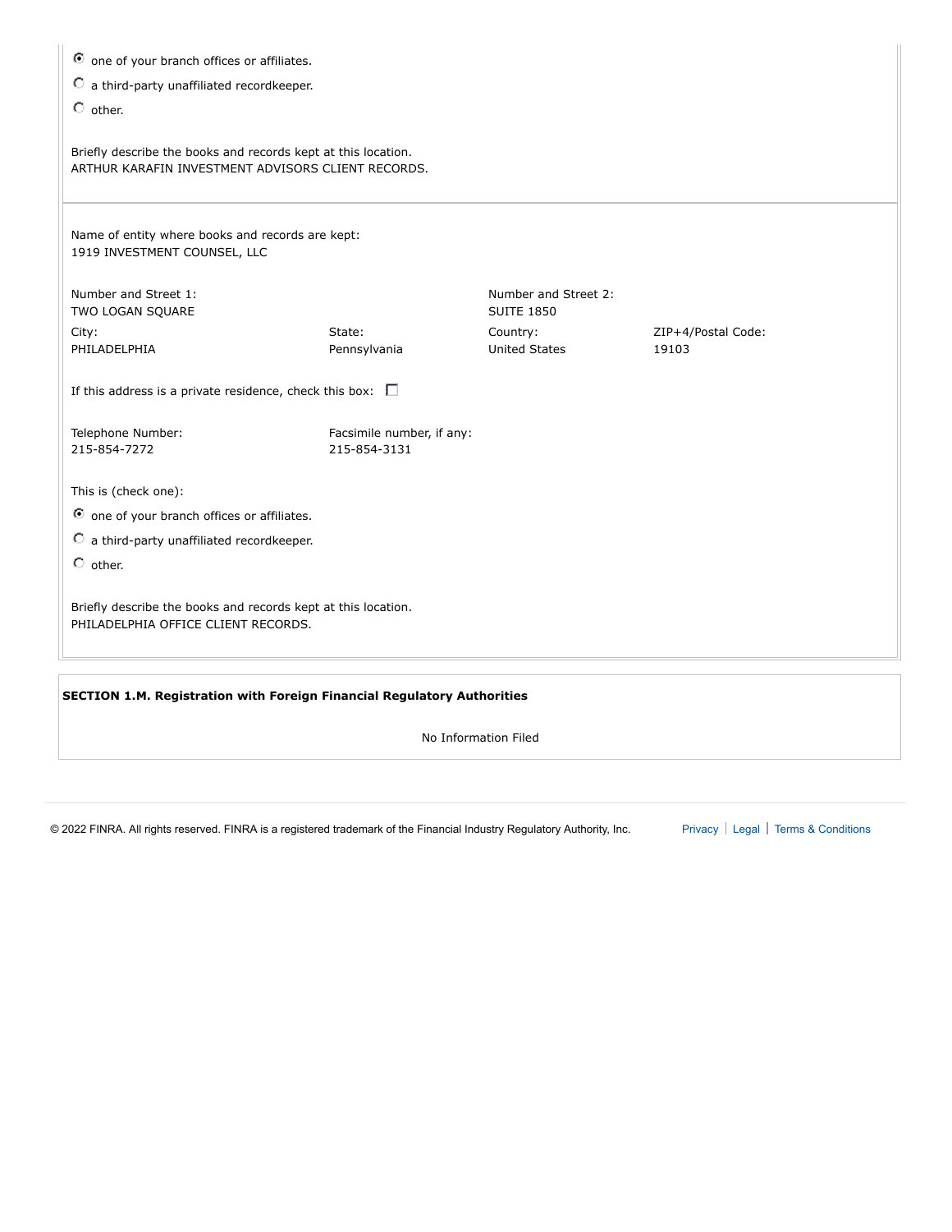◉ one of your branch offices or affiliates.

○ a third-party unaffiliated recordkeeper.

○ other.

Briefly describe the books and records kept at this location.
ARTHUR KARAFIN INVESTMENT ADVISORS CLIENT RECORDS.

---

Name of entity where books and records are kept:
1919 INVESTMENT COUNSEL, LLC

| | | | |
|---|---|---|---|
| Number and Street 1: TWO LOGAN SQUARE | | Number and Street 2: SUITE 1850 | |
| City: PHILADELPHIA | State: Pennsylvania | Country: United States | ZIP+4/Postal Code: 19103 |

If this address is a private residence, check this box: ☐

| | |
|---|---|
| Telephone Number: 215-854-7272 | Facsimile number, if any: 215-854-3131 |

This is (check one):

◉ one of your branch offices or affiliates.

○ a third-party unaffiliated recordkeeper.

○ other.

Briefly describe the books and records kept at this location.
PHILADELPHIA OFFICE CLIENT RECORDS.

**SECTION 1.M. Registration with Foreign Financial Regulatory Authorities**

No Information Filed